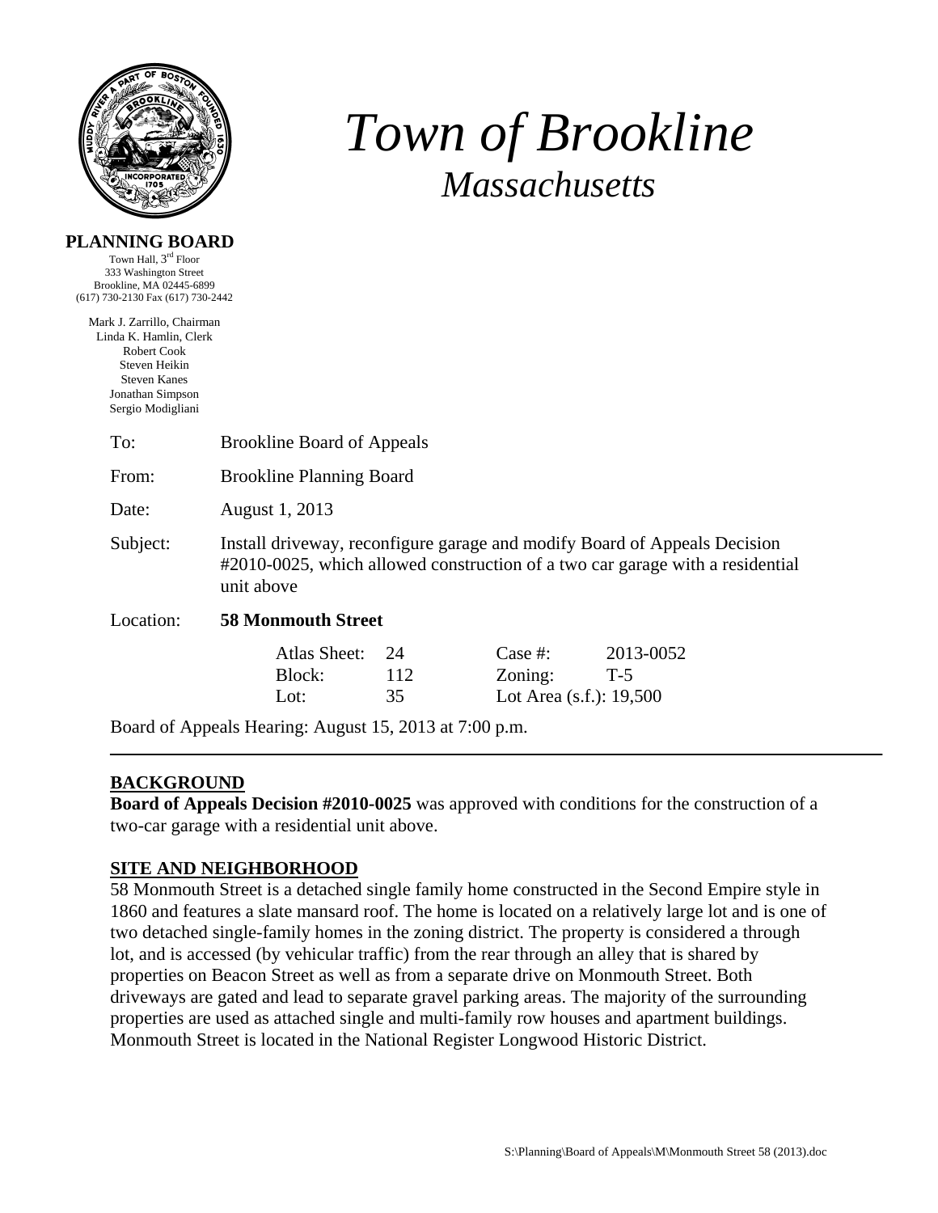# *Town of Brookline*
## *Massachusetts*

**PLANNING BOARD**
Town Hall, 3rd Floor
333 Washington Street
Brookline, MA 02445-6899
(617) 730-2130 Fax (617) 730-2442

Mark J. Zarrillo, Chairman
Linda K. Hamlin, Clerk
Robert Cook
Steven Heikin
Steven Kanes
Jonathan Simpson
Sergio Modigliani

To: Brookline Board of Appeals

From: Brookline Planning Board

Date: August 1, 2013

Subject: Install driveway, reconfigure garage and modify Board of Appeals Decision #2010-0025, which allowed construction of a two car garage with a residential unit above

Location: **58 Monmouth Street**

| | | | |
|---|---|---|---|
| Atlas Sheet: | 24 | Case #: | 2013-0052 |
| Block: | 112 | Zoning: | T-5 |
| Lot: | 35 | Lot Area (s.f.): | 19,500 |

Board of Appeals Hearing: August 15, 2013 at 7:00 p.m.

---

## BACKGROUND

**Board of Appeals Decision #2010-0025** was approved with conditions for the construction of a two-car garage with a residential unit above.

## SITE AND NEIGHBORHOOD

58 Monmouth Street is a detached single family home constructed in the Second Empire style in 1860 and features a slate mansard roof. The home is located on a relatively large lot and is one of two detached single-family homes in the zoning district. The property is considered a through lot, and is accessed (by vehicular traffic) from the rear through an alley that is shared by properties on Beacon Street as well as from a separate drive on Monmouth Street. Both driveways are gated and lead to separate gravel parking areas. The majority of the surrounding properties are used as attached single and multi-family row houses and apartment buildings. Monmouth Street is located in the National Register Longwood Historic District.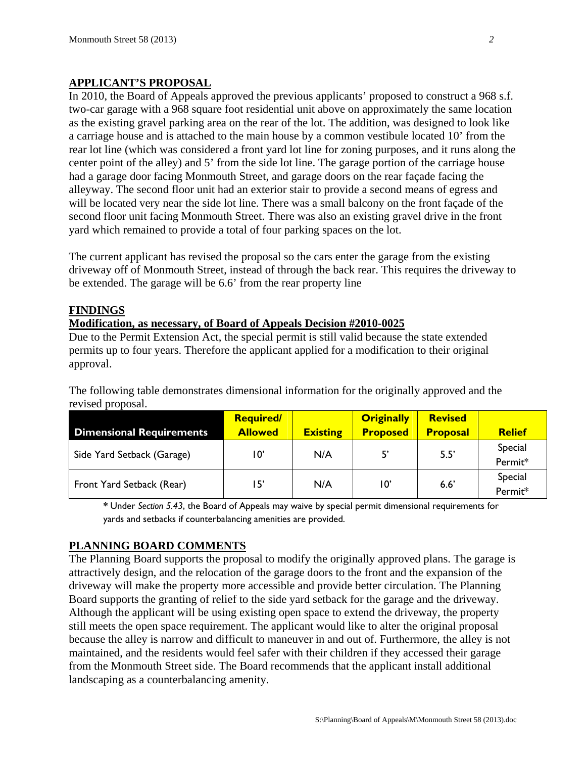## APPLICANT'S PROPOSAL

In 2010, the Board of Appeals approved the previous applicants' proposed to construct a 968 s.f. two-car garage with a 968 square foot residential unit above on approximately the same location as the existing gravel parking area on the rear of the lot. The addition, was designed to look like a carriage house and is attached to the main house by a common vestibule located 10' from the rear lot line (which was considered a front yard lot line for zoning purposes, and it runs along the center point of the alley) and 5' from the side lot line. The garage portion of the carriage house had a garage door facing Monmouth Street, and garage doors on the rear façade facing the alleyway. The second floor unit had an exterior stair to provide a second means of egress and will be located very near the side lot line. There was a small balcony on the front façade of the second floor unit facing Monmouth Street. There was also an existing gravel drive in the front yard which remained to provide a total of four parking spaces on the lot.

The current applicant has revised the proposal so the cars enter the garage from the existing driveway off of Monmouth Street, instead of through the back rear. This requires the driveway to be extended. The garage will be 6.6' from the rear property line

## FINDINGS

### Modification, as necessary, of Board of Appeals Decision #2010-0025

Due to the Permit Extension Act, the special permit is still valid because the state extended permits up to four years. Therefore the applicant applied for a modification to their original approval.

The following table demonstrates dimensional information for the originally approved and the revised proposal.

| Dimensional Requirements | Required/ Allowed | Existing | Originally Proposed | Revised Proposal | Relief |
|---|---|---|---|---|---|
| Side Yard Setback (Garage) | 10' | N/A | 5' | 5.5' | Special Permit* |
| Front Yard Setback (Rear) | 15' | N/A | 10' | 6.6' | Special Permit* |

**\*** Under *Section 5.43*, the Board of Appeals may waive by special permit dimensional requirements for yards and setbacks if counterbalancing amenities are provided.

## PLANNING BOARD COMMENTS

The Planning Board supports the proposal to modify the originally approved plans. The garage is attractively design, and the relocation of the garage doors to the front and the expansion of the driveway will make the property more accessible and provide better circulation. The Planning Board supports the granting of relief to the side yard setback for the garage and the driveway. Although the applicant will be using existing open space to extend the driveway, the property still meets the open space requirement. The applicant would like to alter the original proposal because the alley is narrow and difficult to maneuver in and out of. Furthermore, the alley is not maintained, and the residents would feel safer with their children if they accessed their garage from the Monmouth Street side. The Board recommends that the applicant install additional landscaping as a counterbalancing amenity.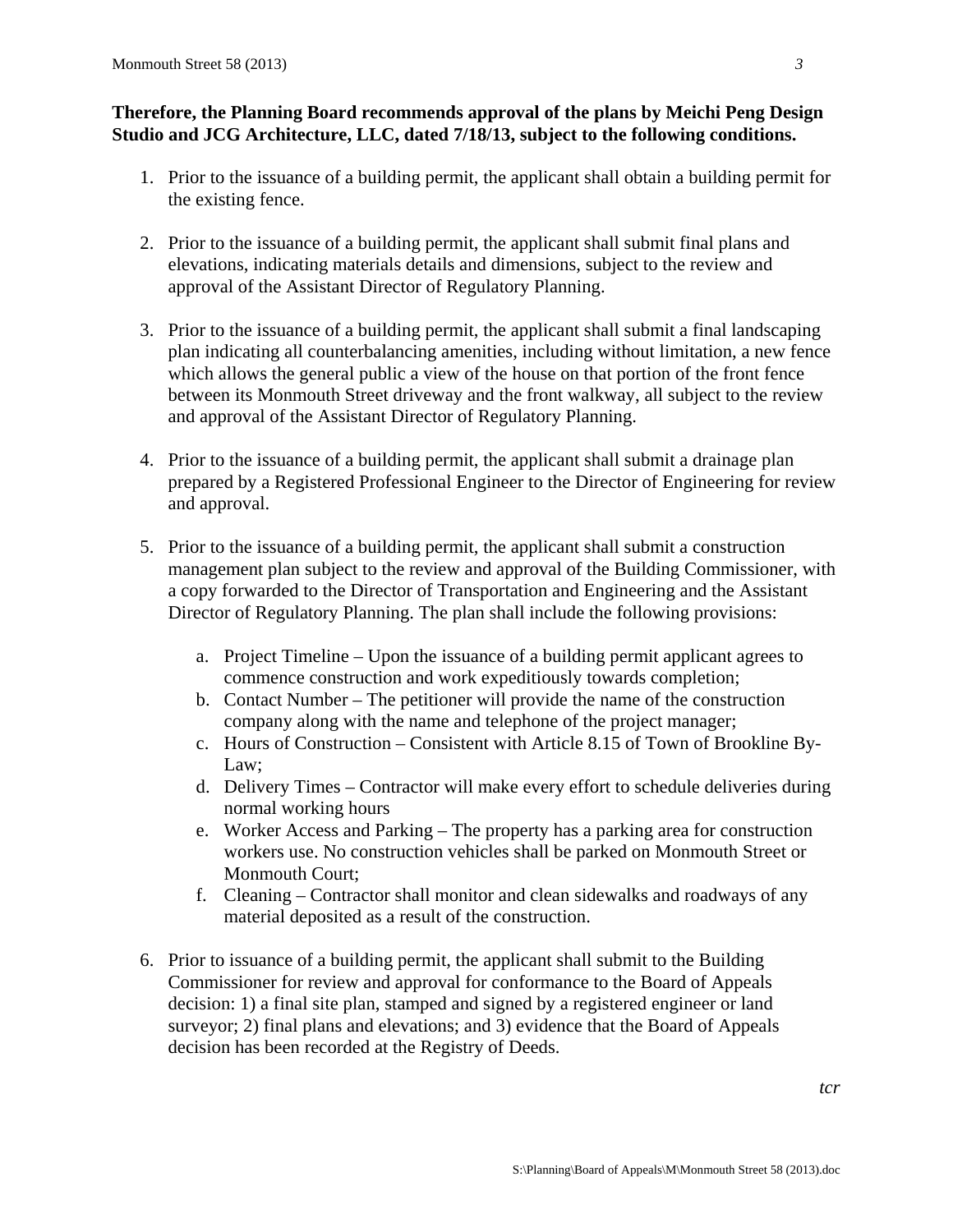**Therefore, the Planning Board recommends approval of the plans by Meichi Peng Design Studio and JCG Architecture, LLC, dated 7/18/13, subject to the following conditions.**

1. Prior to the issuance of a building permit, the applicant shall obtain a building permit for the existing fence.

2. Prior to the issuance of a building permit, the applicant shall submit final plans and elevations, indicating materials details and dimensions, subject to the review and approval of the Assistant Director of Regulatory Planning.

3. Prior to the issuance of a building permit, the applicant shall submit a final landscaping plan indicating all counterbalancing amenities, including without limitation, a new fence which allows the general public a view of the house on that portion of the front fence between its Monmouth Street driveway and the front walkway, all subject to the review and approval of the Assistant Director of Regulatory Planning.

4. Prior to the issuance of a building permit, the applicant shall submit a drainage plan prepared by a Registered Professional Engineer to the Director of Engineering for review and approval.

5. Prior to the issuance of a building permit, the applicant shall submit a construction management plan subject to the review and approval of the Building Commissioner, with a copy forwarded to the Director of Transportation and Engineering and the Assistant Director of Regulatory Planning. The plan shall include the following provisions:

   a. Project Timeline – Upon the issuance of a building permit applicant agrees to commence construction and work expeditiously towards completion;
   b. Contact Number – The petitioner will provide the name of the construction company along with the name and telephone of the project manager;
   c. Hours of Construction – Consistent with Article 8.15 of Town of Brookline By-Law;
   d. Delivery Times – Contractor will make every effort to schedule deliveries during normal working hours
   e. Worker Access and Parking – The property has a parking area for construction workers use. No construction vehicles shall be parked on Monmouth Street or Monmouth Court;
   f. Cleaning – Contractor shall monitor and clean sidewalks and roadways of any material deposited as a result of the construction.

6. Prior to issuance of a building permit, the applicant shall submit to the Building Commissioner for review and approval for conformance to the Board of Appeals decision: 1) a final site plan, stamped and signed by a registered engineer or land surveyor; 2) final plans and elevations; and 3) evidence that the Board of Appeals decision has been recorded at the Registry of Deeds.

*tcr*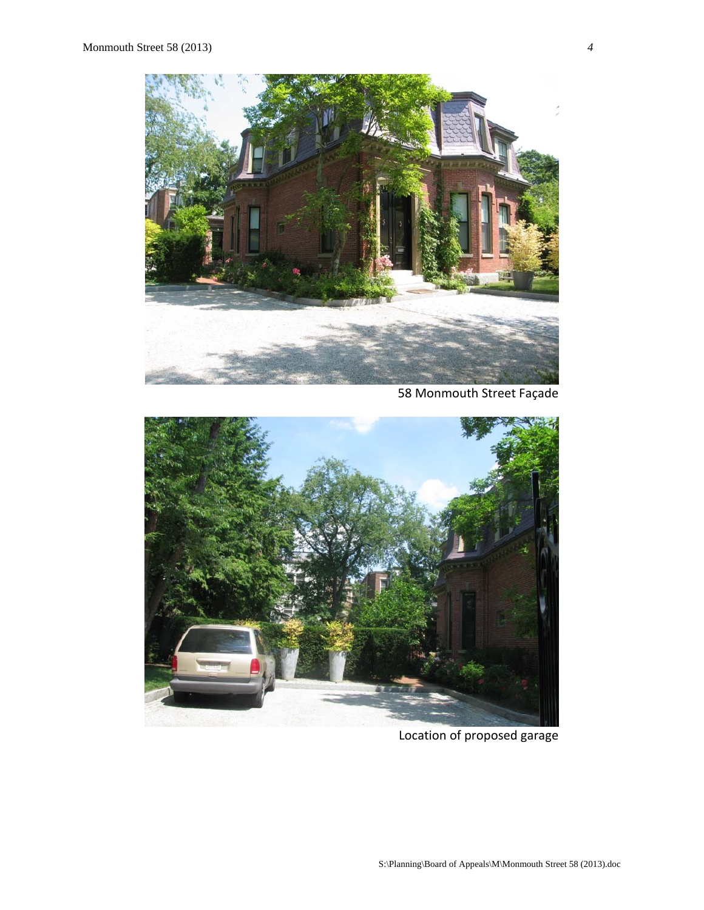58 Monmouth Street Façade

Location of proposed garage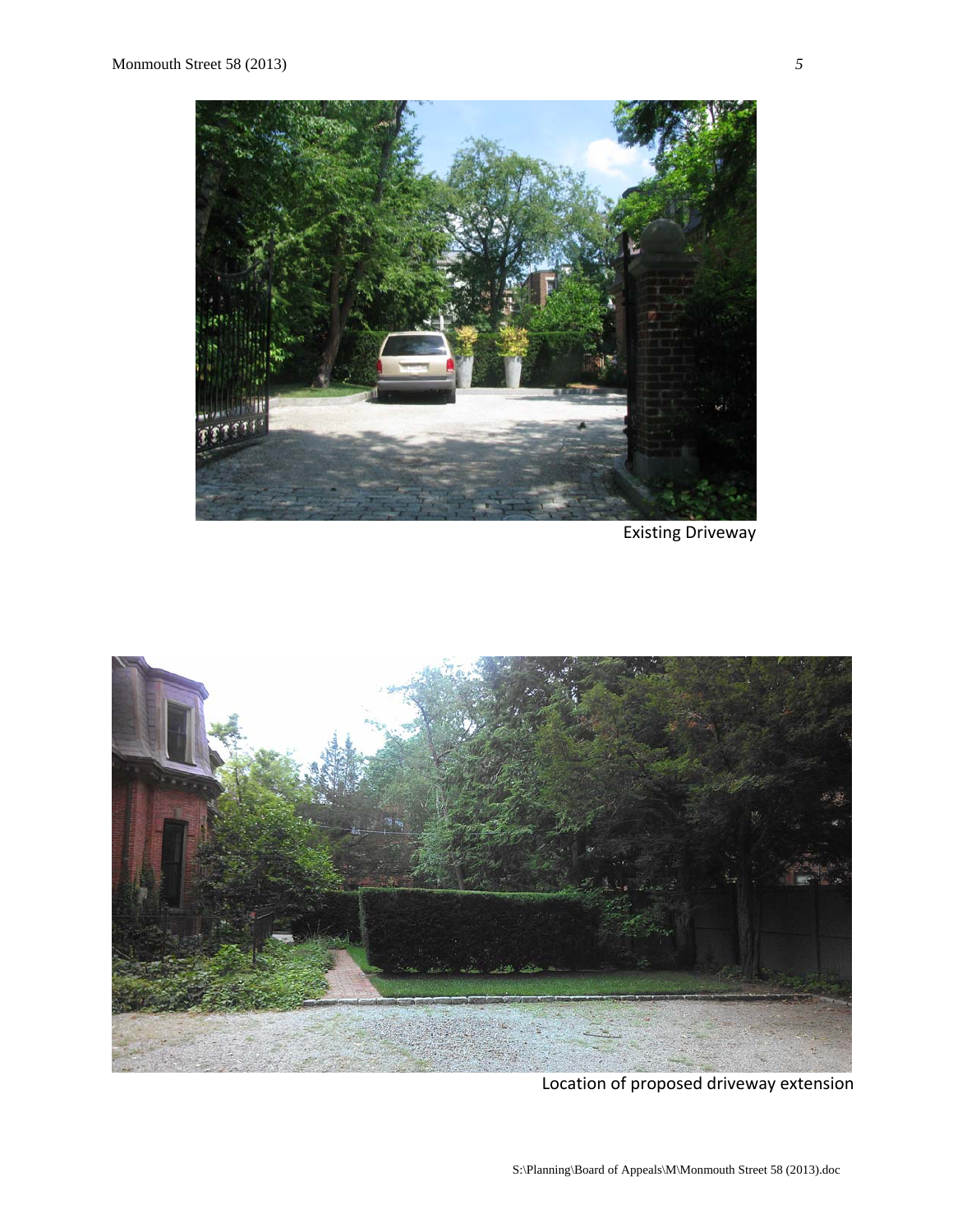Existing Driveway

Location of proposed driveway extension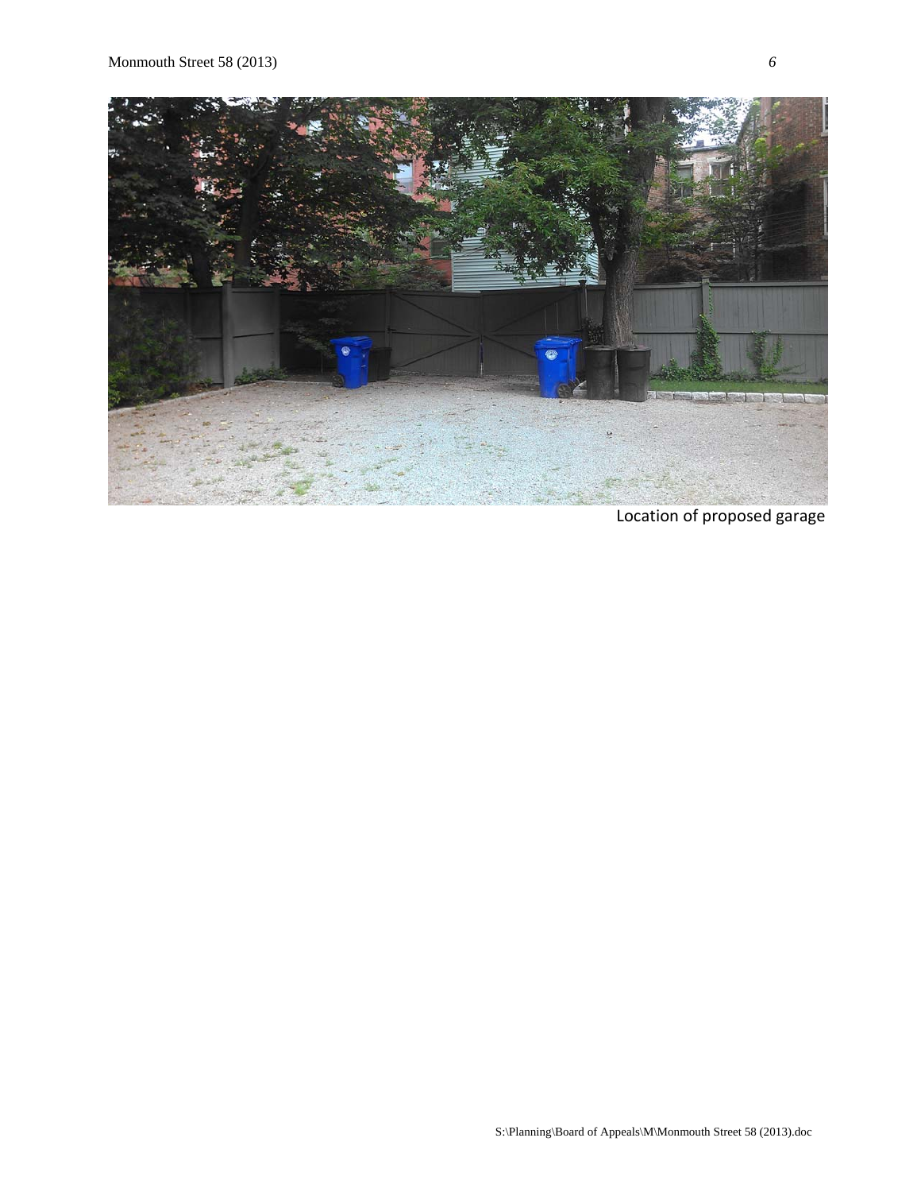Location of proposed garage